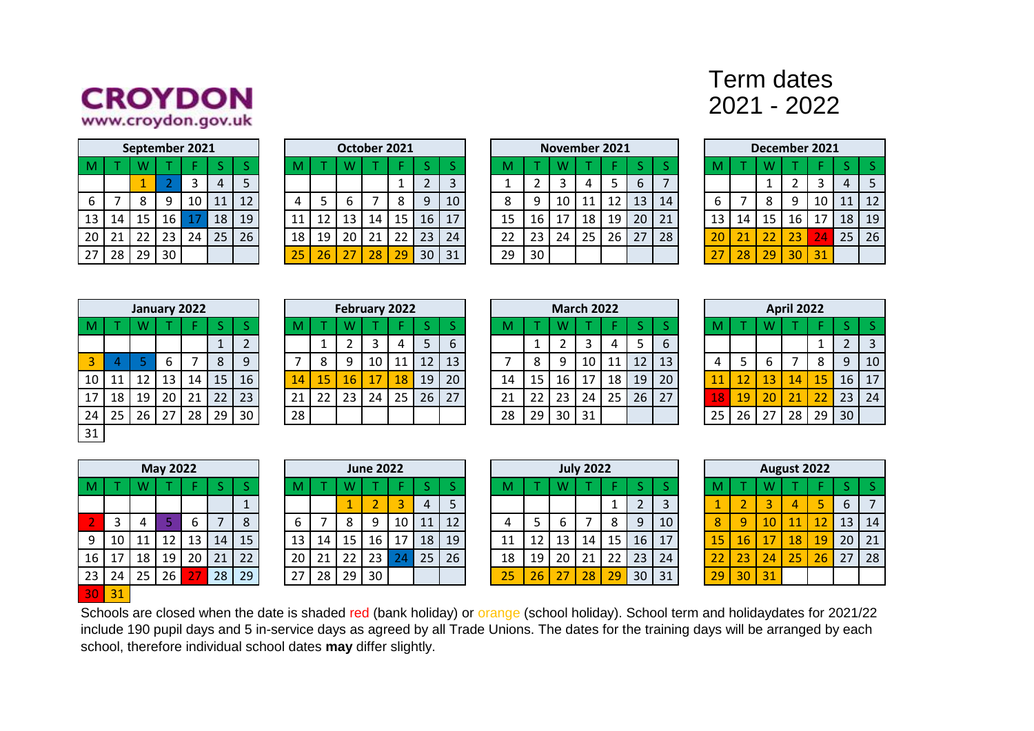CROYDON
www.croydon.gov.uk

# Term dates 2021 - 2022

**September 2021**

| M | T | W | T | F | S | S |
|---|---|---|---|---|---|---|
| | | 1 | 2 | 3 | 4 | 5 |
| 6 | 7 | 8 | 9 | 10 | 11 | 12 |
| 13 | 14 | 15 | 16 | 17 | 18 | 19 |
| 20 | 21 | 22 | 23 | 24 | 25 | 26 |
| 27 | 28 | 29 | 30 | | | |

**October 2021**

| M | T | W | T | F | S | S |
|---|---|---|---|---|---|---|
| | | | | 1 | 2 | 3 |
| 4 | 5 | 6 | 7 | 8 | 9 | 10 |
| 11 | 12 | 13 | 14 | 15 | 16 | 17 |
| 18 | 19 | 20 | 21 | 22 | 23 | 24 |
| 25 | 26 | 27 | 28 | 29 | 30 | 31 |

**November 2021**

| M | T | W | T | F | S | S |
|---|---|---|---|---|---|---|
| 1 | 2 | 3 | 4 | 5 | 6 | 7 |
| 8 | 9 | 10 | 11 | 12 | 13 | 14 |
| 15 | 16 | 17 | 18 | 19 | 20 | 21 |
| 22 | 23 | 24 | 25 | 26 | 27 | 28 |
| 29 | 30 | | | | | |

**December 2021**

| M | T | W | T | F | S | S |
|---|---|---|---|---|---|---|
| | | 1 | 2 | 3 | 4 | 5 |
| 6 | 7 | 8 | 9 | 10 | 11 | 12 |
| 13 | 14 | 15 | 16 | 17 | 18 | 19 |
| 20 | 21 | 22 | 23 | 24 | 25 | 26 |
| 27 | 28 | 29 | 30 | 31 | | |

**January 2022**

| M | T | W | T | F | S | S |
|---|---|---|---|---|---|---|
| | | | | | 1 | 2 |
| 3 | 4 | 5 | 6 | 7 | 8 | 9 |
| 10 | 11 | 12 | 13 | 14 | 15 | 16 |
| 17 | 18 | 19 | 20 | 21 | 22 | 23 |
| 24 | 25 | 26 | 27 | 28 | 29 | 30 |
| 31 | | | | | | |

**February 2022**

| M | T | W | T | F | S | S |
|---|---|---|---|---|---|---|
| | 1 | 2 | 3 | 4 | 5 | 6 |
| 7 | 8 | 9 | 10 | 11 | 12 | 13 |
| 14 | 15 | 16 | 17 | 18 | 19 | 20 |
| 21 | 22 | 23 | 24 | 25 | 26 | 27 |
| 28 | | | | | | |

**March 2022**

| M | T | W | T | F | S | S |
|---|---|---|---|---|---|---|
| | 1 | 2 | 3 | 4 | 5 | 6 |
| 7 | 8 | 9 | 10 | 11 | 12 | 13 |
| 14 | 15 | 16 | 17 | 18 | 19 | 20 |
| 21 | 22 | 23 | 24 | 25 | 26 | 27 |
| 28 | 29 | 30 | 31 | | | |

**April 2022**

| M | T | W | T | F | S | S |
|---|---|---|---|---|---|---|
| | | | | 1 | 2 | 3 |
| 4 | 5 | 6 | 7 | 8 | 9 | 10 |
| 11 | 12 | 13 | 14 | 15 | 16 | 17 |
| 18 | 19 | 20 | 21 | 22 | 23 | 24 |
| 25 | 26 | 27 | 28 | 29 | 30 | |

**May 2022**

| M | T | W | T | F | S | S |
|---|---|---|---|---|---|---|
| | | | | | | 1 |
| 2 | 3 | 4 | 5 | 6 | 7 | 8 |
| 9 | 10 | 11 | 12 | 13 | 14 | 15 |
| 16 | 17 | 18 | 19 | 20 | 21 | 22 |
| 23 | 24 | 25 | 26 | 27 | 28 | 29 |
| 30 | 31 | | | | | |

**June 2022**

| M | T | W | T | F | S | S |
|---|---|---|---|---|---|---|
| | | 1 | 2 | 3 | 4 | 5 |
| 6 | 7 | 8 | 9 | 10 | 11 | 12 |
| 13 | 14 | 15 | 16 | 17 | 18 | 19 |
| 20 | 21 | 22 | 23 | 24 | 25 | 26 |
| 27 | 28 | 29 | 30 | | | |

**July 2022**

| M | T | W | T | F | S | S |
|---|---|---|---|---|---|---|
| | | | | 1 | 2 | 3 |
| 4 | 5 | 6 | 7 | 8 | 9 | 10 |
| 11 | 12 | 13 | 14 | 15 | 16 | 17 |
| 18 | 19 | 20 | 21 | 22 | 23 | 24 |
| 25 | 26 | 27 | 28 | 29 | 30 | 31 |

**August 2022**

| M | T | W | T | F | S | S |
|---|---|---|---|---|---|---|
| 1 | 2 | 3 | 4 | 5 | 6 | 7 |
| 8 | 9 | 10 | 11 | 12 | 13 | 14 |
| 15 | 16 | 17 | 18 | 19 | 20 | 21 |
| 22 | 23 | 24 | 25 | 26 | 27 | 28 |
| 29 | 30 | 31 | | | | |

Schools are closed when the date is shaded red (bank holiday) or orange (school holiday). School term and holidaydates for 2021/22 include 190 pupil days and 5 in-service days as agreed by all Trade Unions. The dates for the training days will be arranged by each school, therefore individual school dates **may** differ slightly.